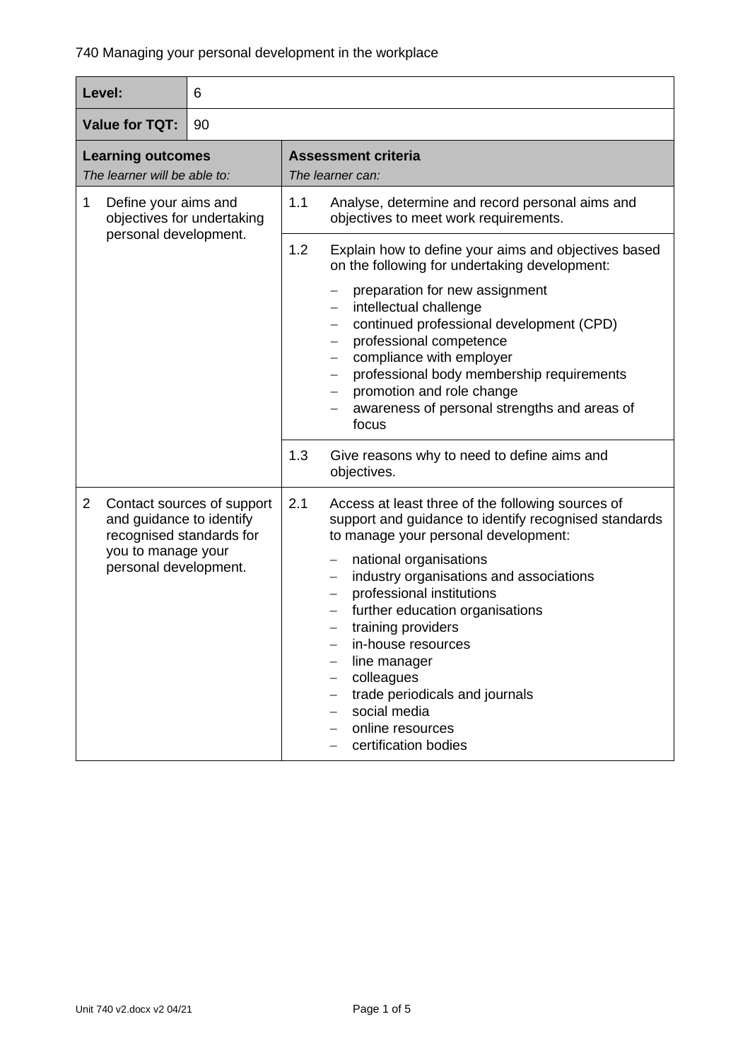# 740 Managing your personal development in the workplace

| **Level:** | 6 |
|---|---|
| **Value for TQT:** | 90 |

| **Learning outcomes**<br>*The learner will be able to:* | **Assessment criteria**<br>*The learner can:* |
|---|---|
| 1 Define your aims and objectives for undertaking personal development. | 1.1 Analyse, determine and record personal aims and objectives to meet work requirements. |
| | 1.2 Explain how to define your aims and objectives based on the following for undertaking development:<br>– preparation for new assignment<br>– intellectual challenge<br>– continued professional development (CPD)<br>– professional competence<br>– compliance with employer<br>– professional body membership requirements<br>– promotion and role change<br>– awareness of personal strengths and areas of focus |
| | 1.3 Give reasons why to need to define aims and objectives. |
| 2 Contact sources of support and guidance to identify recognised standards for you to manage your personal development. | 2.1 Access at least three of the following sources of support and guidance to identify recognised standards to manage your personal development:<br>– national organisations<br>– industry organisations and associations<br>– professional institutions<br>– further education organisations<br>– training providers<br>– in-house resources<br>– line manager<br>– colleagues<br>– trade periodicals and journals<br>– social media<br>– online resources<br>– certification bodies |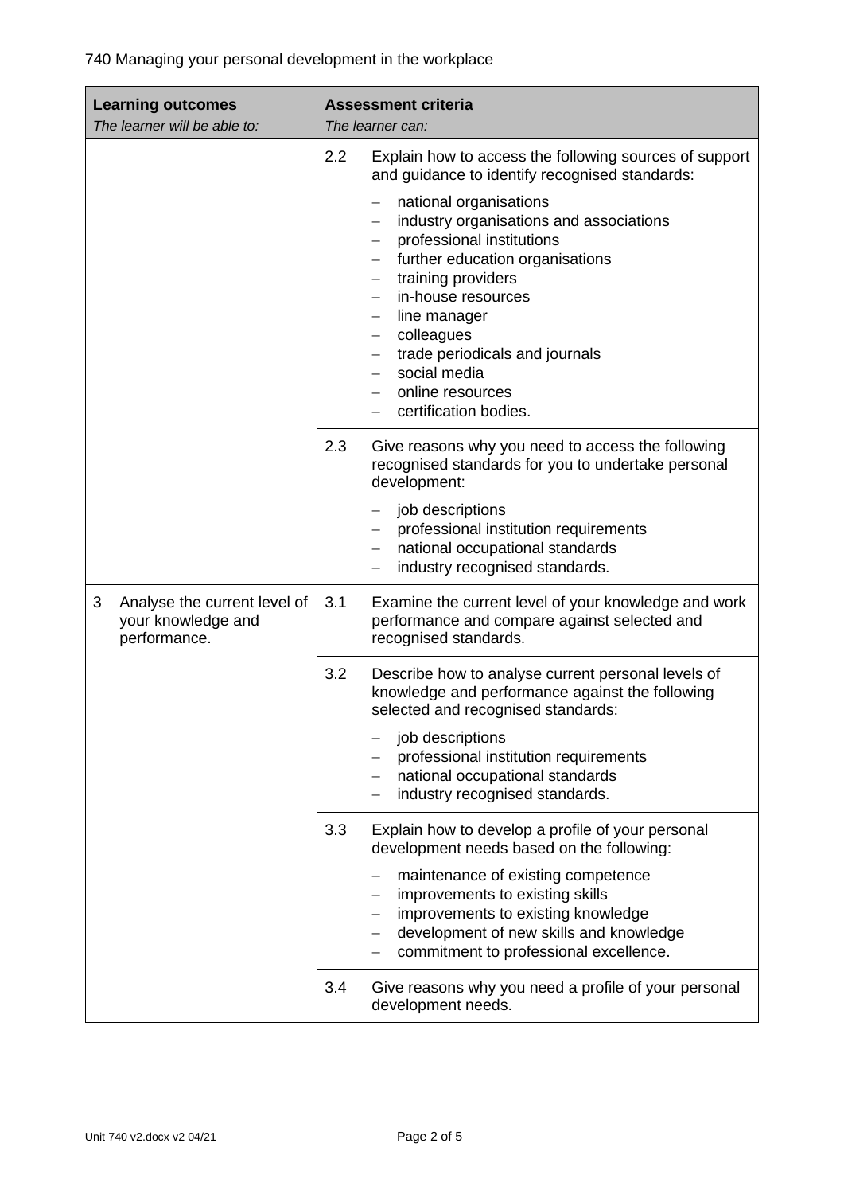740 Managing your personal development in the workplace

| Learning outcomes<br>*The learner will be able to:* | Assessment criteria<br>*The learner can:* |
|---|---|
| | 2.2 Explain how to access the following sources of support and guidance to identify recognised standards:<br>– national organisations<br>– industry organisations and associations<br>– professional institutions<br>– further education organisations<br>– training providers<br>– in-house resources<br>– line manager<br>– colleagues<br>– trade periodicals and journals<br>– social media<br>– online resources<br>– certification bodies. |
| | 2.3 Give reasons why you need to access the following recognised standards for you to undertake personal development:<br>– job descriptions<br>– professional institution requirements<br>– national occupational standards<br>– industry recognised standards. |
| 3 Analyse the current level of your knowledge and performance. | 3.1 Examine the current level of your knowledge and work performance and compare against selected and recognised standards. |
| | 3.2 Describe how to analyse current personal levels of knowledge and performance against the following selected and recognised standards:<br>– job descriptions<br>– professional institution requirements<br>– national occupational standards<br>– industry recognised standards. |
| | 3.3 Explain how to develop a profile of your personal development needs based on the following:<br>– maintenance of existing competence<br>– improvements to existing skills<br>– improvements to existing knowledge<br>– development of new skills and knowledge<br>– commitment to professional excellence. |
| | 3.4 Give reasons why you need a profile of your personal development needs. |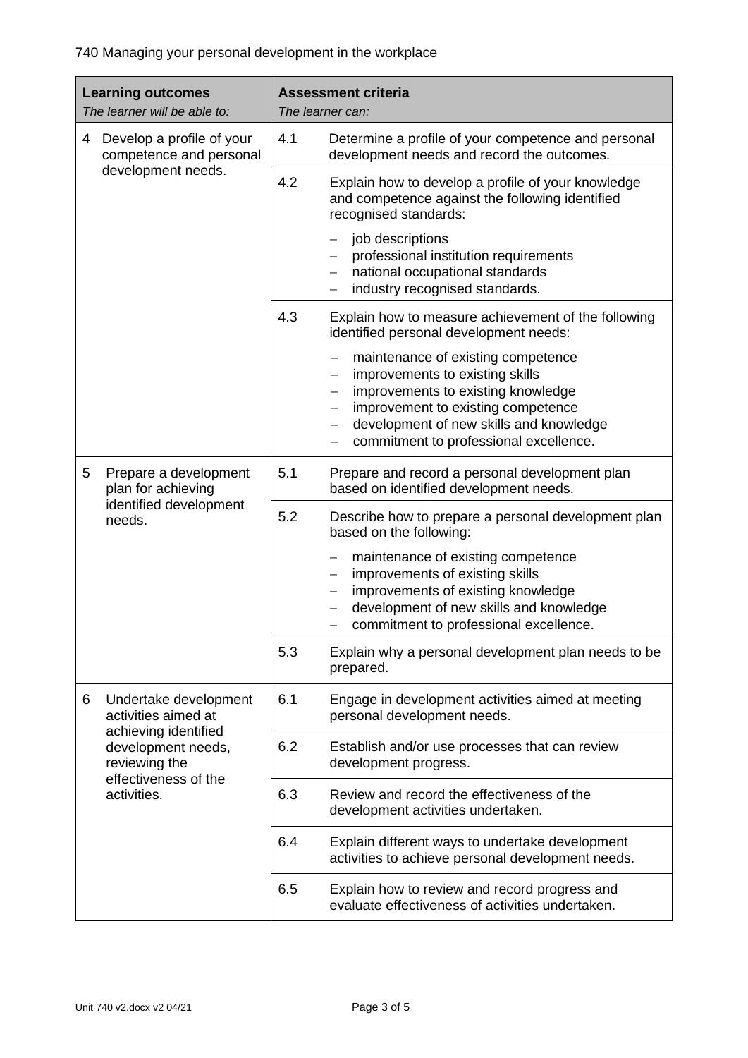740 Managing your personal development in the workplace

| **Learning outcomes**<br>*The learner will be able to:* | **Assessment criteria**<br>*The learner can:* | |
|---|---|---|
| 4 Develop a profile of your competence and personal development needs. | 4.1 | Determine a profile of your competence and personal development needs and record the outcomes. |
| | 4.2 | Explain how to develop a profile of your knowledge and competence against the following identified recognised standards:<br>– job descriptions<br>– professional institution requirements<br>– national occupational standards<br>– industry recognised standards. |
| | 4.3 | Explain how to measure achievement of the following identified personal development needs:<br>– maintenance of existing competence<br>– improvements to existing skills<br>– improvements to existing knowledge<br>– improvement to existing competence<br>– development of new skills and knowledge<br>– commitment to professional excellence. |
| 5 Prepare a development plan for achieving identified development needs. | 5.1 | Prepare and record a personal development plan based on identified development needs. |
| | 5.2 | Describe how to prepare a personal development plan based on the following:<br>– maintenance of existing competence<br>– improvements of existing skills<br>– improvements of existing knowledge<br>– development of new skills and knowledge<br>– commitment to professional excellence. |
| | 5.3 | Explain why a personal development plan needs to be prepared. |
| 6 Undertake development activities aimed at achieving identified development needs, reviewing the effectiveness of the activities. | 6.1 | Engage in development activities aimed at meeting personal development needs. |
| | 6.2 | Establish and/or use processes that can review development progress. |
| | 6.3 | Review and record the effectiveness of the development activities undertaken. |
| | 6.4 | Explain different ways to undertake development activities to achieve personal development needs. |
| | 6.5 | Explain how to review and record progress and evaluate effectiveness of activities undertaken. |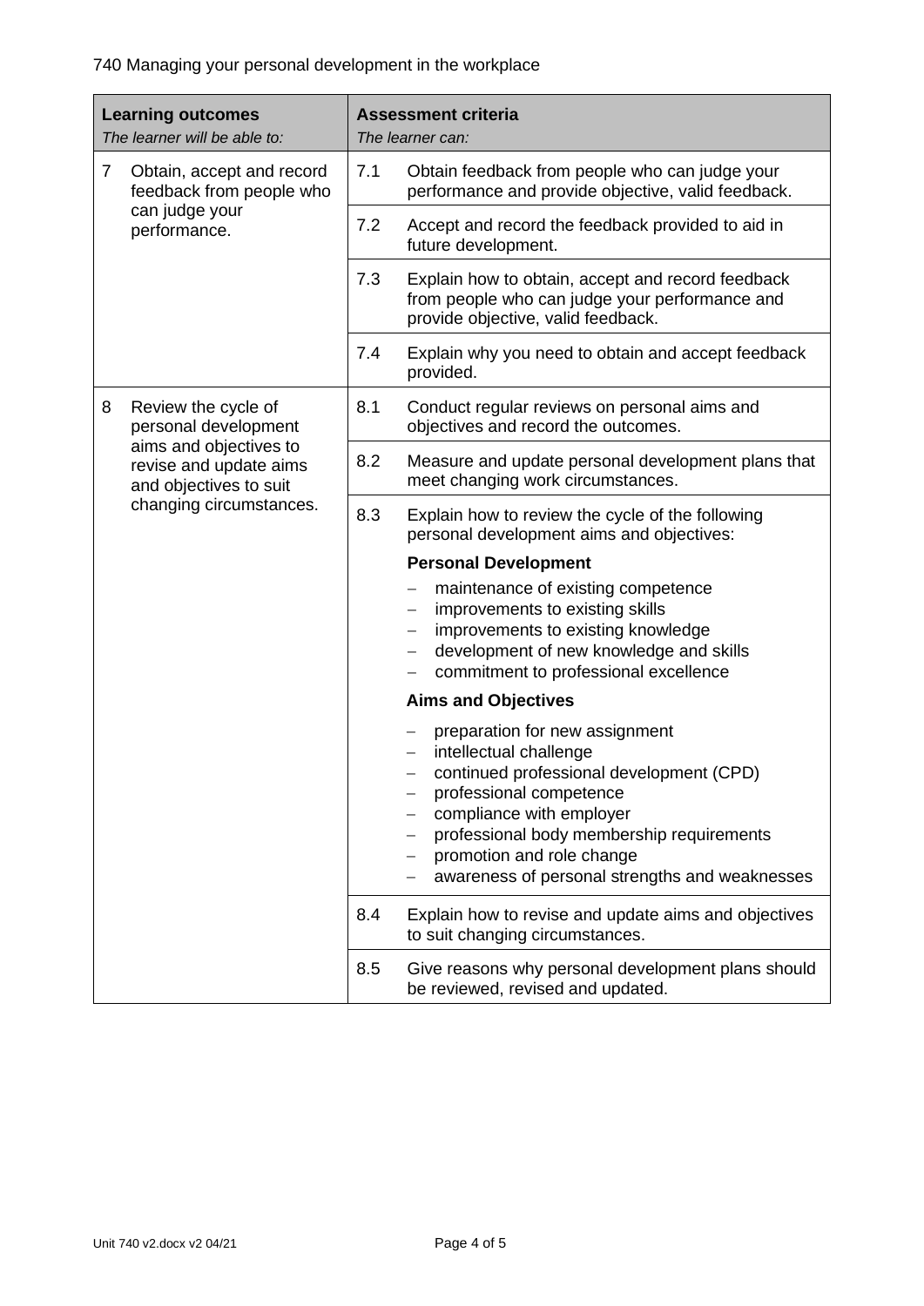740 Managing your personal development in the workplace

| **Learning outcomes**<br>*The learner will be able to:* | **Assessment criteria**<br>*The learner can:* |
|---|---|
| 7 Obtain, accept and record feedback from people who can judge your performance. | 7.1 Obtain feedback from people who can judge your performance and provide objective, valid feedback. |
| | 7.2 Accept and record the feedback provided to aid in future development. |
| | 7.3 Explain how to obtain, accept and record feedback from people who can judge your performance and provide objective, valid feedback. |
| | 7.4 Explain why you need to obtain and accept feedback provided. |
| 8 Review the cycle of personal development aims and objectives to revise and update aims and objectives to suit changing circumstances. | 8.1 Conduct regular reviews on personal aims and objectives and record the outcomes. |
| | 8.2 Measure and update personal development plans that meet changing work circumstances. |
| | 8.3 Explain how to review the cycle of the following personal development aims and objectives:<br>**Personal Development**<br>– maintenance of existing competence<br>– improvements to existing skills<br>– improvements to existing knowledge<br>– development of new knowledge and skills<br>– commitment to professional excellence<br>**Aims and Objectives**<br>– preparation for new assignment<br>– intellectual challenge<br>– continued professional development (CPD)<br>– professional competence<br>– compliance with employer<br>– professional body membership requirements<br>– promotion and role change<br>– awareness of personal strengths and weaknesses |
| | 8.4 Explain how to revise and update aims and objectives to suit changing circumstances. |
| | 8.5 Give reasons why personal development plans should be reviewed, revised and updated. |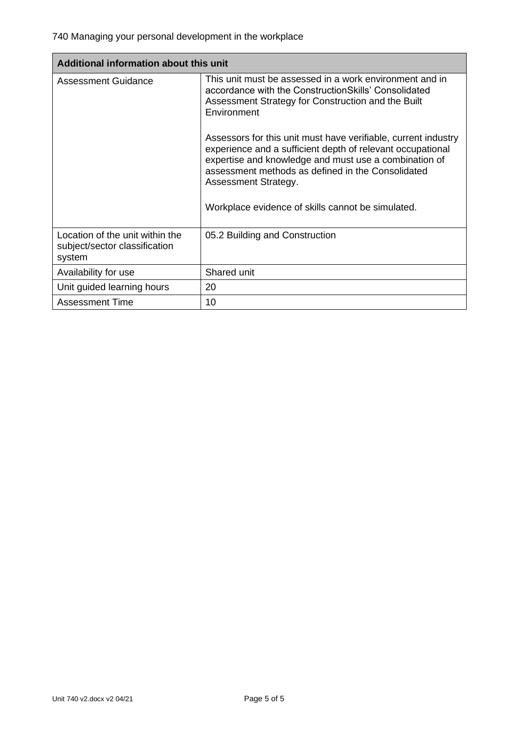| Additional information about this unit | |
|---|---|
| Assessment Guidance | This unit must be assessed in a work environment and in accordance with the ConstructionSkills' Consolidated Assessment Strategy for Construction and the Built Environment<br><br>Assessors for this unit must have verifiable, current industry experience and a sufficient depth of relevant occupational expertise and knowledge and must use a combination of assessment methods as defined in the Consolidated Assessment Strategy.<br><br>Workplace evidence of skills cannot be simulated. |
| Location of the unit within the subject/sector classification system | 05.2 Building and Construction |
| Availability for use | Shared unit |
| Unit guided learning hours | 20 |
| Assessment Time | 10 |